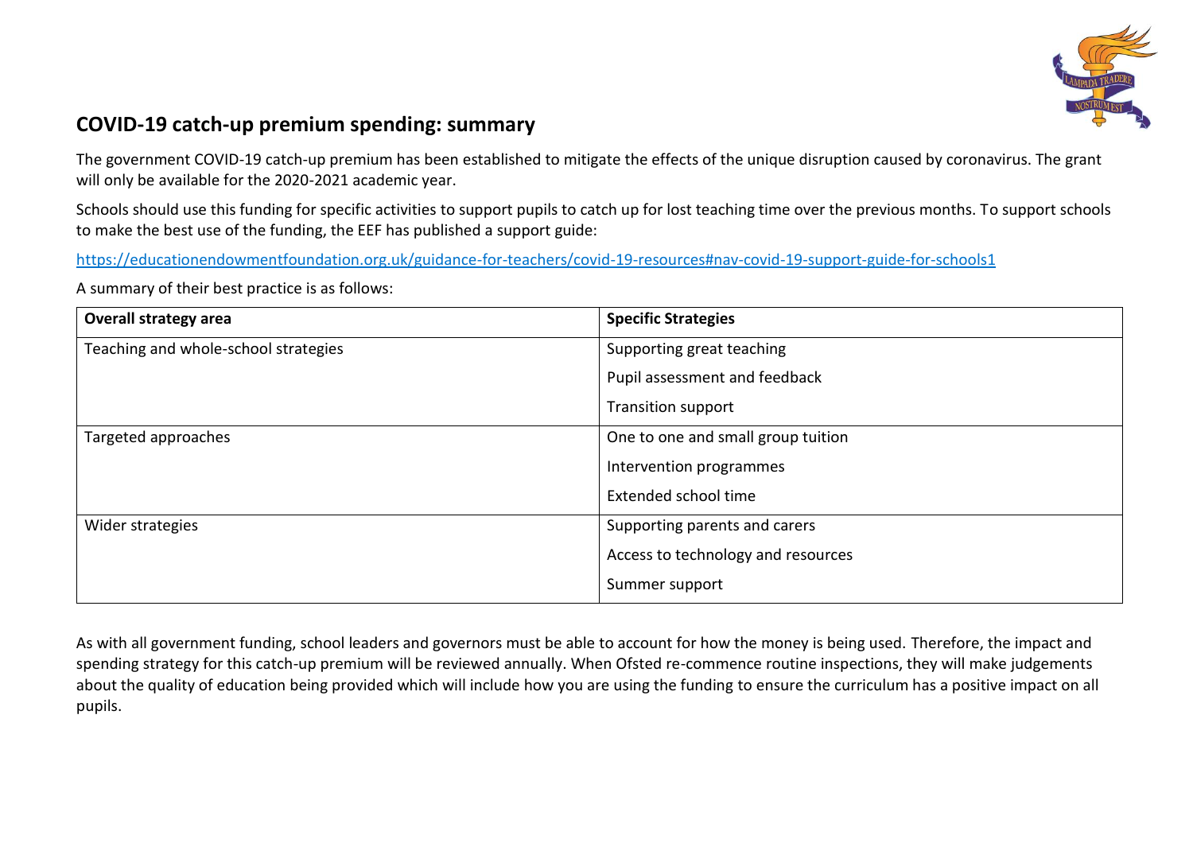## COVID-19 catch-up premium spending: summary

The government COVID-19 catch-up premium has been established to mitigate the effects of the unique disruption caused by coronavirus. The grant will only be available for the 2020-2021 academic year.

Schools should use this funding for specific activities to support pupils to catch up for lost teaching time over the previous months. To support schools to make the best use of the funding, the EEF has published a support guide:

https://educationendowmentfoundation.org.uk/guidance-for-teachers/covid-19-resources#nav-covid-19-support-guide-for-schools1

A summary of their best practice is as follows:

| **Overall strategy area** | **Specific Strategies** |
|---|---|
| Teaching and whole-school strategies | Supporting great teaching<br>Pupil assessment and feedback<br>Transition support |
| Targeted approaches | One to one and small group tuition<br>Intervention programmes<br>Extended school time |
| Wider strategies | Supporting parents and carers<br>Access to technology and resources<br>Summer support |

As with all government funding, school leaders and governors must be able to account for how the money is being used. Therefore, the impact and spending strategy for this catch-up premium will be reviewed annually. When Ofsted re-commence routine inspections, they will make judgements about the quality of education being provided which will include how you are using the funding to ensure the curriculum has a positive impact on all pupils.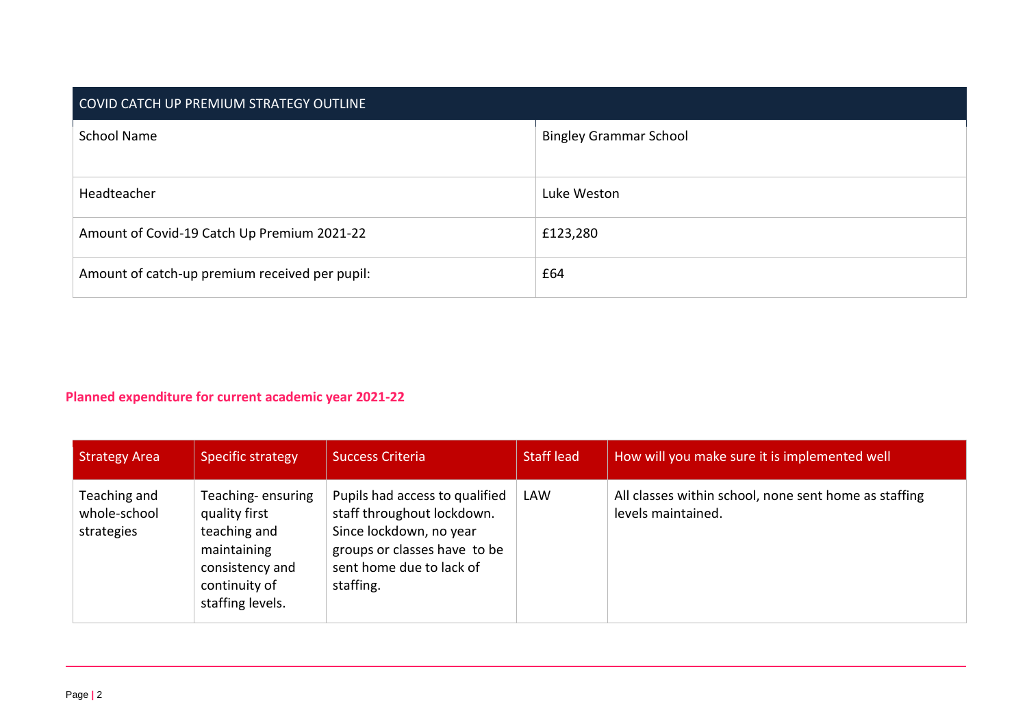| COVID CATCH UP PREMIUM STRATEGY OUTLINE | |
|---|---|
| School Name | Bingley Grammar School |
| Headteacher | Luke Weston |
| Amount of Covid-19 Catch Up Premium 2021-22 | £123,280 |
| Amount of catch-up premium received per pupil: | £64 |

## Planned expenditure for current academic year 2021-22

| Strategy Area | Specific strategy | Success Criteria | Staff lead | How will you make sure it is implemented well |
|---|---|---|---|---|
| Teaching and whole-school strategies | Teaching- ensuring quality first teaching and maintaining consistency and continuity of staffing levels. | Pupils had access to qualified staff throughout lockdown. Since lockdown, no year groups or classes have to be sent home due to lack of staffing. | LAW | All classes within school, none sent home as staffing levels maintained. |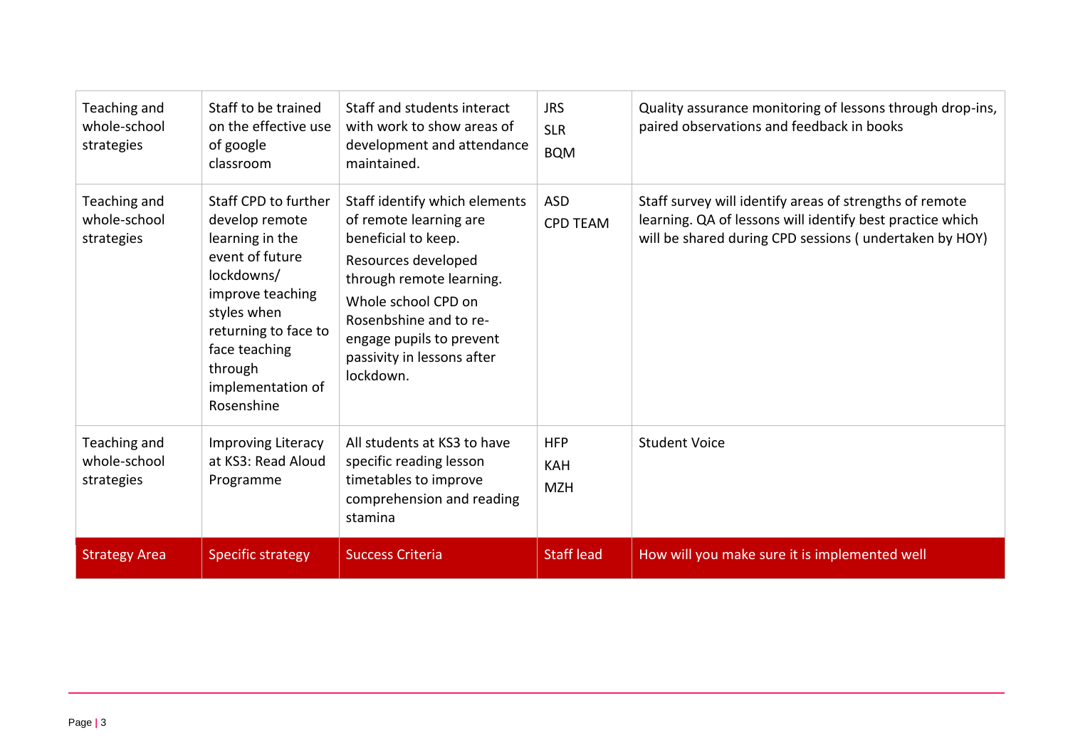| Teaching and whole-school strategies | Staff to be trained on the effective use of google classroom | Staff and students interact with work to show areas of development and attendance maintained. | JRS<br>SLR<br>BQM | Quality assurance monitoring of lessons through drop-ins, paired observations and feedback in books |
|---|---|---|---|---|
| Teaching and whole-school strategies | Staff CPD to further develop remote learning in the event of future lockdowns/ improve teaching styles when returning to face to face teaching through implementation of Rosenshine | Staff identify which elements of remote learning are beneficial to keep.<br>Resources developed through remote learning.<br>Whole school CPD on Rosenbshine and to re-engage pupils to prevent passivity in lessons after lockdown. | ASD<br>CPD TEAM | Staff survey will identify areas of strengths of remote learning. QA of lessons will identify best practice which will be shared during CPD sessions ( undertaken by HOY) |
| Teaching and whole-school strategies | Improving Literacy at KS3: Read Aloud Programme | All students at KS3 to have specific reading lesson timetables to improve comprehension and reading stamina | HFP<br>KAH<br>MZH | Student Voice |
| **Strategy Area** | **Specific strategy** | **Success Criteria** | **Staff lead** | **How will you make sure it is implemented well** |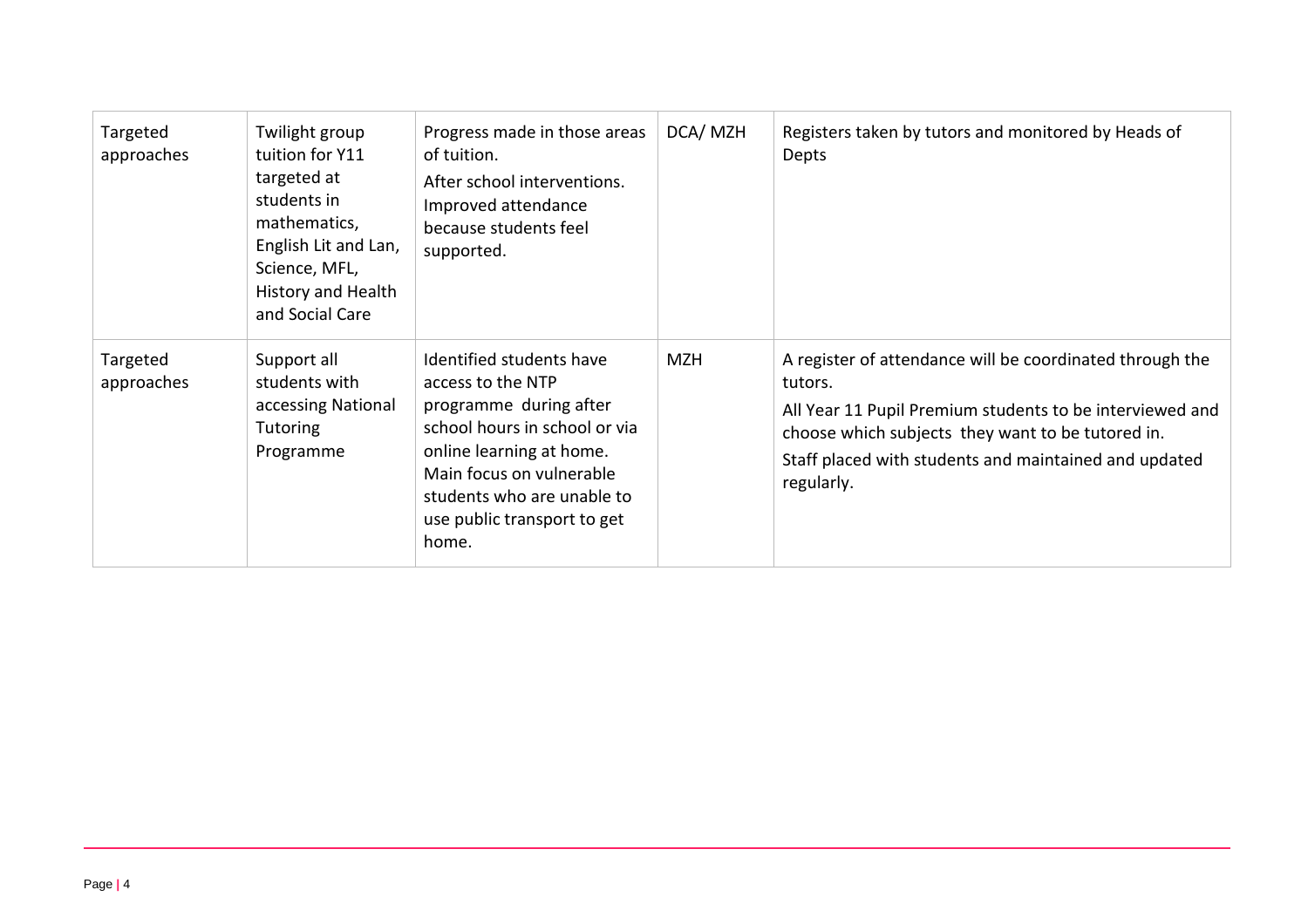| Targeted approaches | Twilight group tuition for Y11 targeted at students in mathematics, English Lit and Lan, Science, MFL, History and Health and Social Care | Progress made in those areas of tuition.<br>After school interventions. Improved attendance because students feel supported. | DCA/ MZH | Registers taken by tutors and monitored by Heads of Depts |
|---|---|---|---|---|
| Targeted approaches | Support all students with accessing National Tutoring Programme | Identified students have access to the NTP programme during after school hours in school or via online learning at home. Main focus on vulnerable students who are unable to use public transport to get home. | MZH | A register of attendance will be coordinated through the tutors.<br>All Year 11 Pupil Premium students to be interviewed and choose which subjects they want to be tutored in.<br>Staff placed with students and maintained and updated regularly. |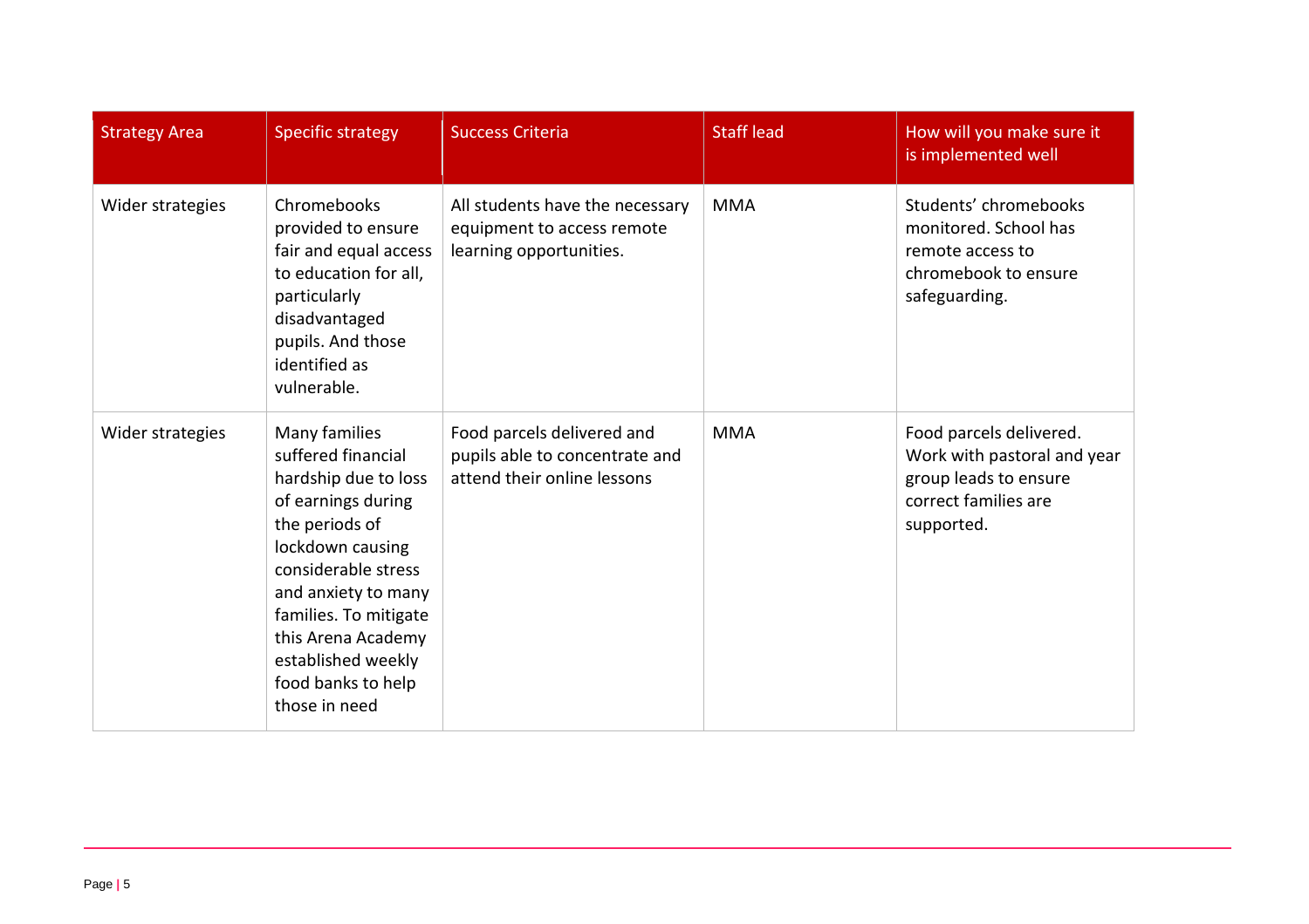| Strategy Area | Specific strategy | Success Criteria | Staff lead | How will you make sure it is implemented well |
|---|---|---|---|---|
| Wider strategies | Chromebooks provided to ensure fair and equal access to education for all, particularly disadvantaged pupils. And those identified as vulnerable. | All students have the necessary equipment to access remote learning opportunities. | MMA | Students' chromebooks monitored. School has remote access to chromebook to ensure safeguarding. |
| Wider strategies | Many families suffered financial hardship due to loss of earnings during the periods of lockdown causing considerable stress and anxiety to many families. To mitigate this Arena Academy established weekly food banks to help those in need | Food parcels delivered and pupils able to concentrate and attend their online lessons | MMA | Food parcels delivered. Work with pastoral and year group leads to ensure correct families are supported. |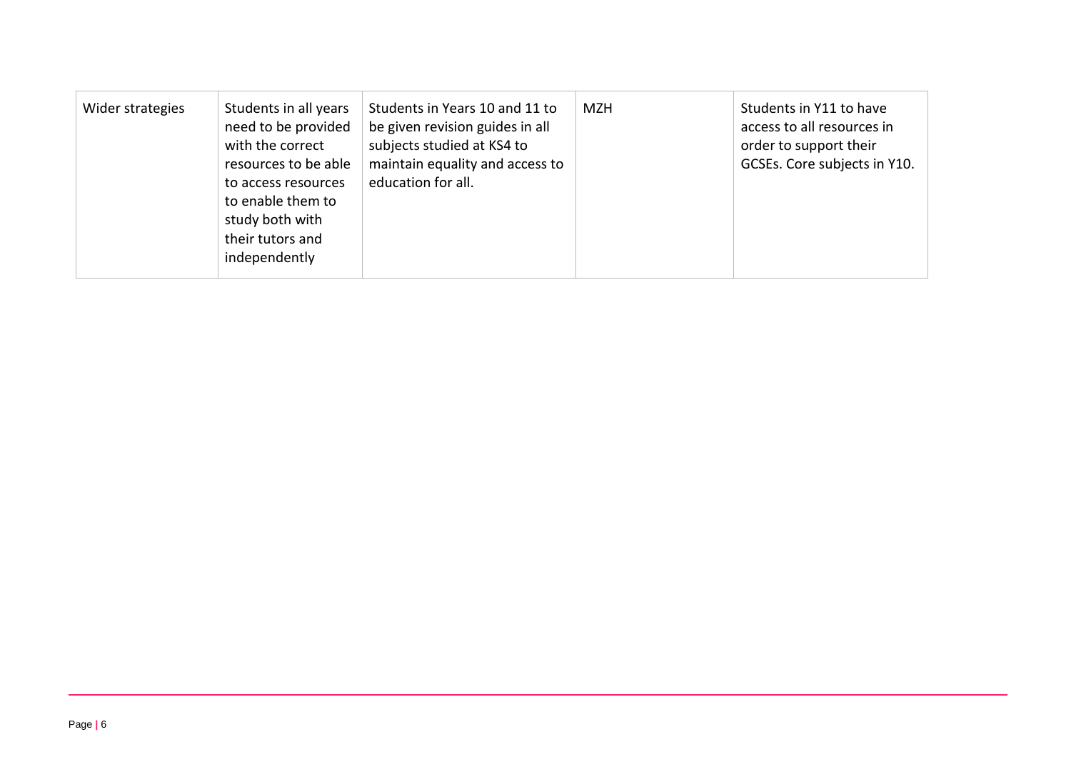| | | | | |
|---|---|---|---|---|
| Wider strategies | Students in all years need to be provided with the correct resources to be able to access resources to enable them to study both with their tutors and independently | Students in Years 10 and 11 to be given revision guides in all subjects studied at KS4 to maintain equality and access to education for all. | MZH | Students in Y11 to have access to all resources in order to support their GCSEs. Core subjects in Y10. |